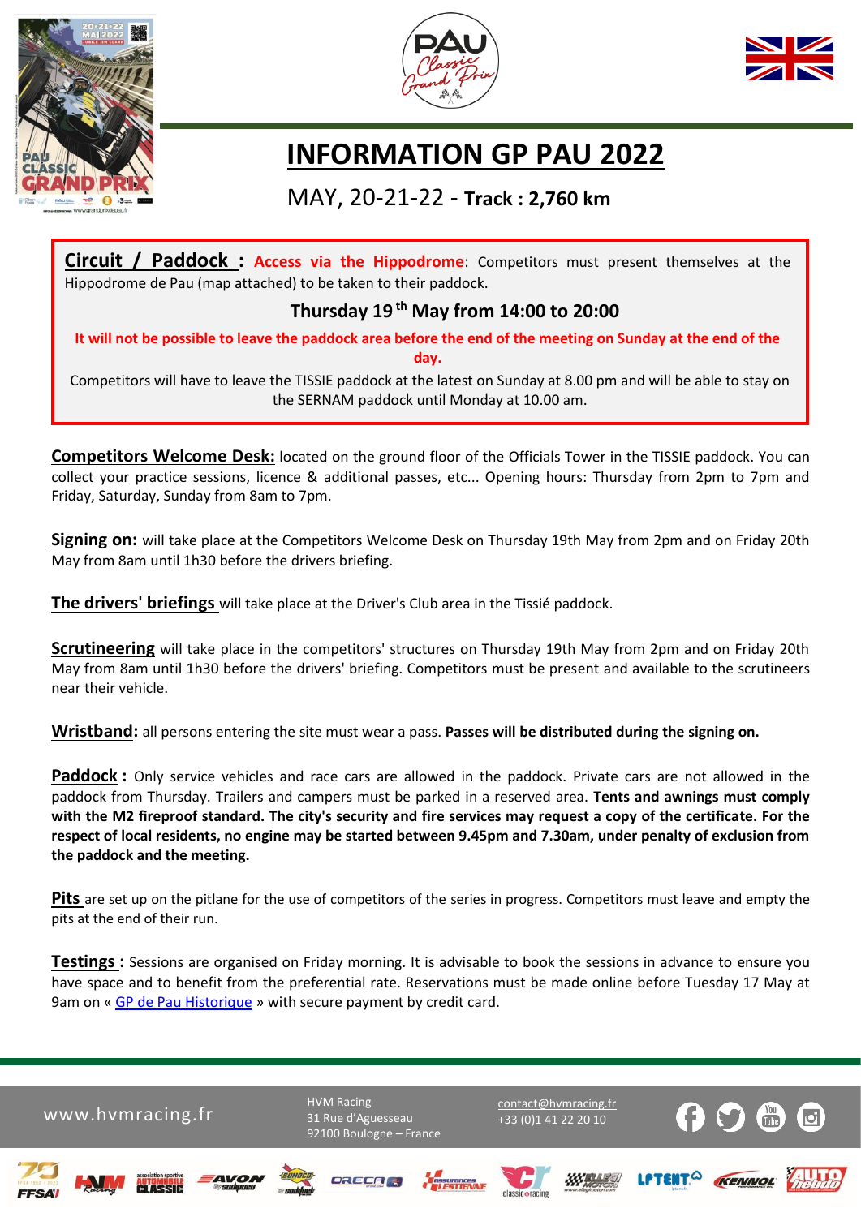# INFORMATION GP PAU 2022

MAY, 20-21-22 - **Track : 2,760 km**

**Circuit / Paddock :** **Access via the Hippodrome**: Competitors must present themselves at the Hippodrome de Pau (map attached) to be taken to their paddock.

**Thursday 19th May from 14:00 to 20:00**

**It will not be possible to leave the paddock area before the end of the meeting on Sunday at the end of the day.**

Competitors will have to leave the TISSIE paddock at the latest on Sunday at 8.00 pm and will be able to stay on the SERNAM paddock until Monday at 10.00 am.

**Competitors Welcome Desk:** located on the ground floor of the Officials Tower in the TISSIE paddock. You can collect your practice sessions, licence & additional passes, etc... Opening hours: Thursday from 2pm to 7pm and Friday, Saturday, Sunday from 8am to 7pm.

**Signing on:** will take place at the Competitors Welcome Desk on Thursday 19th May from 2pm and on Friday 20th May from 8am until 1h30 before the drivers briefing.

**The drivers' briefings** will take place at the Driver's Club area in the Tissié paddock.

**Scrutineering** will take place in the competitors' structures on Thursday 19th May from 2pm and on Friday 20th May from 8am until 1h30 before the drivers' briefing. Competitors must be present and available to the scrutineers near their vehicle.

**Wristband:** all persons entering the site must wear a pass. **Passes will be distributed during the signing on.**

**Paddock :** Only service vehicles and race cars are allowed in the paddock. Private cars are not allowed in the paddock from Thursday. Trailers and campers must be parked in a reserved area. **Tents and awnings must comply with the M2 fireproof standard. The city's security and fire services may request a copy of the certificate. For the respect of local residents, no engine may be started between 9.45pm and 7.30am, under penalty of exclusion from the paddock and the meeting.**

**Pits** are set up on the pitlane for the use of competitors of the series in progress. Competitors must leave and empty the pits at the end of their run.

**Testings :** Sessions are organised on Friday morning. It is advisable to book the sessions in advance to ensure you have space and to benefit from the preferential rate. Reservations must be made online before Tuesday 17 May at 9am on « GP de Pau Historique » with secure payment by credit card.

www.hvmracing.fr

HVM Racing
31 Rue d'Aguesseau
92100 Boulogne – France

contact@hvmracing.fr
+33 (0)1 41 22 20 10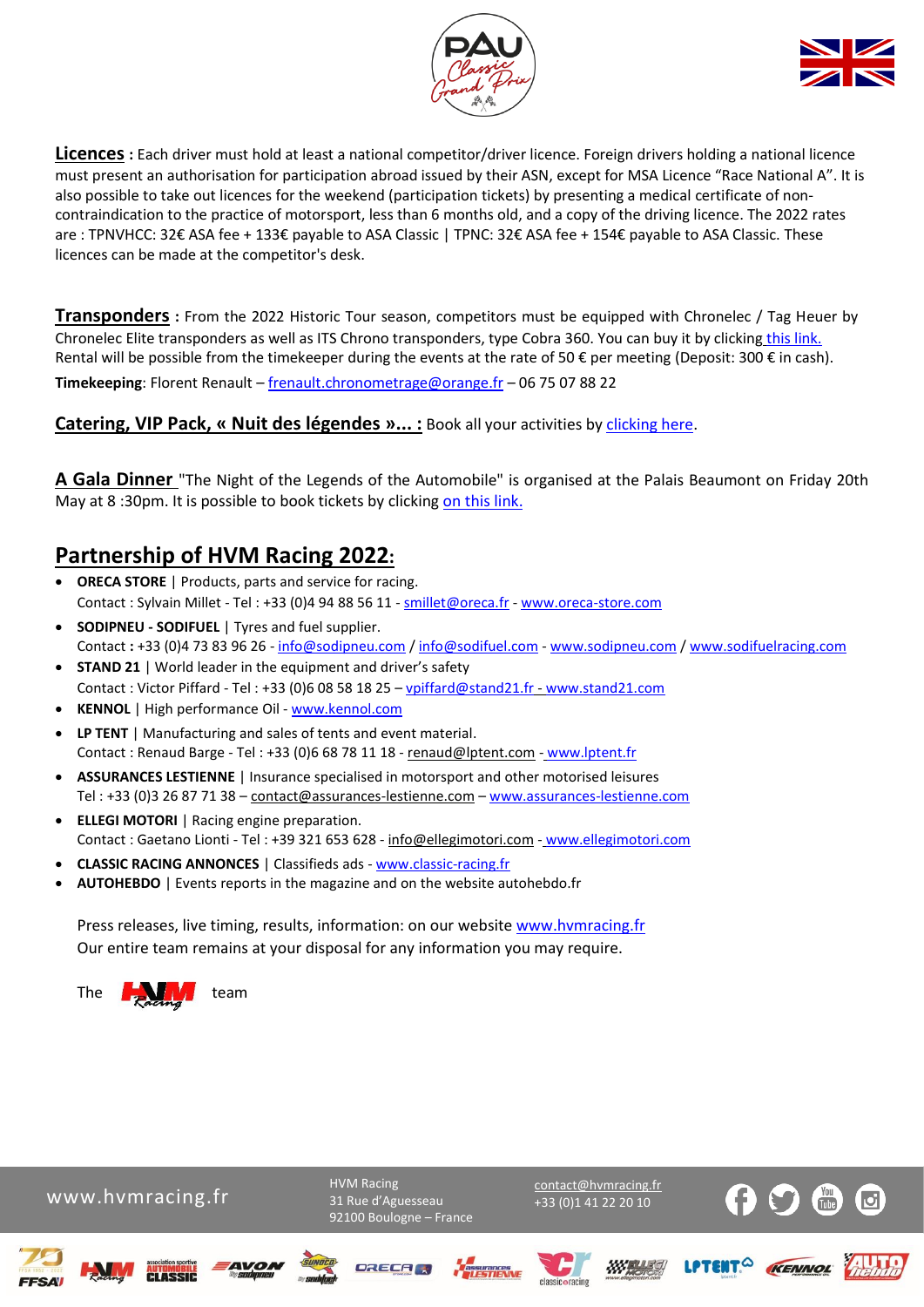**Licences :** Each driver must hold at least a national competitor/driver licence. Foreign drivers holding a national licence must present an authorisation for participation abroad issued by their ASN, except for MSA Licence "Race National A". It is also possible to take out licences for the weekend (participation tickets) by presenting a medical certificate of non-contraindication to the practice of motorsport, less than 6 months old, and a copy of the driving licence. The 2022 rates are : TPNVHCC: 32€ ASA fee + 133€ payable to ASA Classic | TPNC: 32€ ASA fee + 154€ payable to ASA Classic. These licences can be made at the competitor's desk.

**Transponders :** From the 2022 Historic Tour season, competitors must be equipped with Chronelec / Tag Heuer by Chronelec Elite transponders as well as ITS Chrono transponders, type Cobra 360. You can buy it by clicking this link. Rental will be possible from the timekeeper during the events at the rate of 50 € per meeting (Deposit: 300 € in cash).

**Timekeeping**: Florent Renault – frenault.chronometrage@orange.fr – 06 75 07 88 22

**Catering, VIP Pack, « Nuit des légendes »... :** Book all your activities by clicking here.

**A Gala Dinner** "The Night of the Legends of the Automobile" is organised at the Palais Beaumont on Friday 20th May at 8 :30pm. It is possible to book tickets by clicking on this link.

## Partnership of HVM Racing 2022:

- **ORECA STORE** | Products, parts and service for racing.
  Contact : Sylvain Millet - Tel : +33 (0)4 94 88 56 11 - smillet@oreca.fr - www.oreca-store.com
- **SODIPNEU - SODIFUEL** | Tyres and fuel supplier.
  Contact **:** +33 (0)4 73 83 96 26 - info@sodipneu.com / info@sodifuel.com - www.sodipneu.com / www.sodifuelracing.com
- **STAND 21** | World leader in the equipment and driver's safety
  Contact : Victor Piffard - Tel : +33 (0)6 08 58 18 25 – vpiffard@stand21.fr - www.stand21.com
- **KENNOL** | High performance Oil - www.kennol.com
- **LP TENT** | Manufacturing and sales of tents and event material.
  Contact : Renaud Barge - Tel : +33 (0)6 68 78 11 18 - renaud@lptent.com - www.lptent.fr
- **ASSURANCES LESTIENNE** | Insurance specialised in motorsport and other motorised leisures
  Tel : +33 (0)3 26 87 71 38 – contact@assurances-lestienne.com – www.assurances-lestienne.com
- **ELLEGI MOTORI** | Racing engine preparation.
  Contact : Gaetano Lionti - Tel : +39 321 653 628 - info@ellegimotori.com - www.ellegimotori.com
- **CLASSIC RACING ANNONCES** | Classifieds ads - www.classic-racing.fr
- **AUTOHEBDO** | Events reports in the magazine and on the website autohebdo.fr

Press releases, live timing, results, information: on our website www.hvmracing.fr
Our entire team remains at your disposal for any information you may require.

The HVM Racing team

www.hvmracing.fr

HVM Racing
31 Rue d'Aguesseau
92100 Boulogne – France

contact@hvmracing.fr
+33 (0)1 41 22 20 10